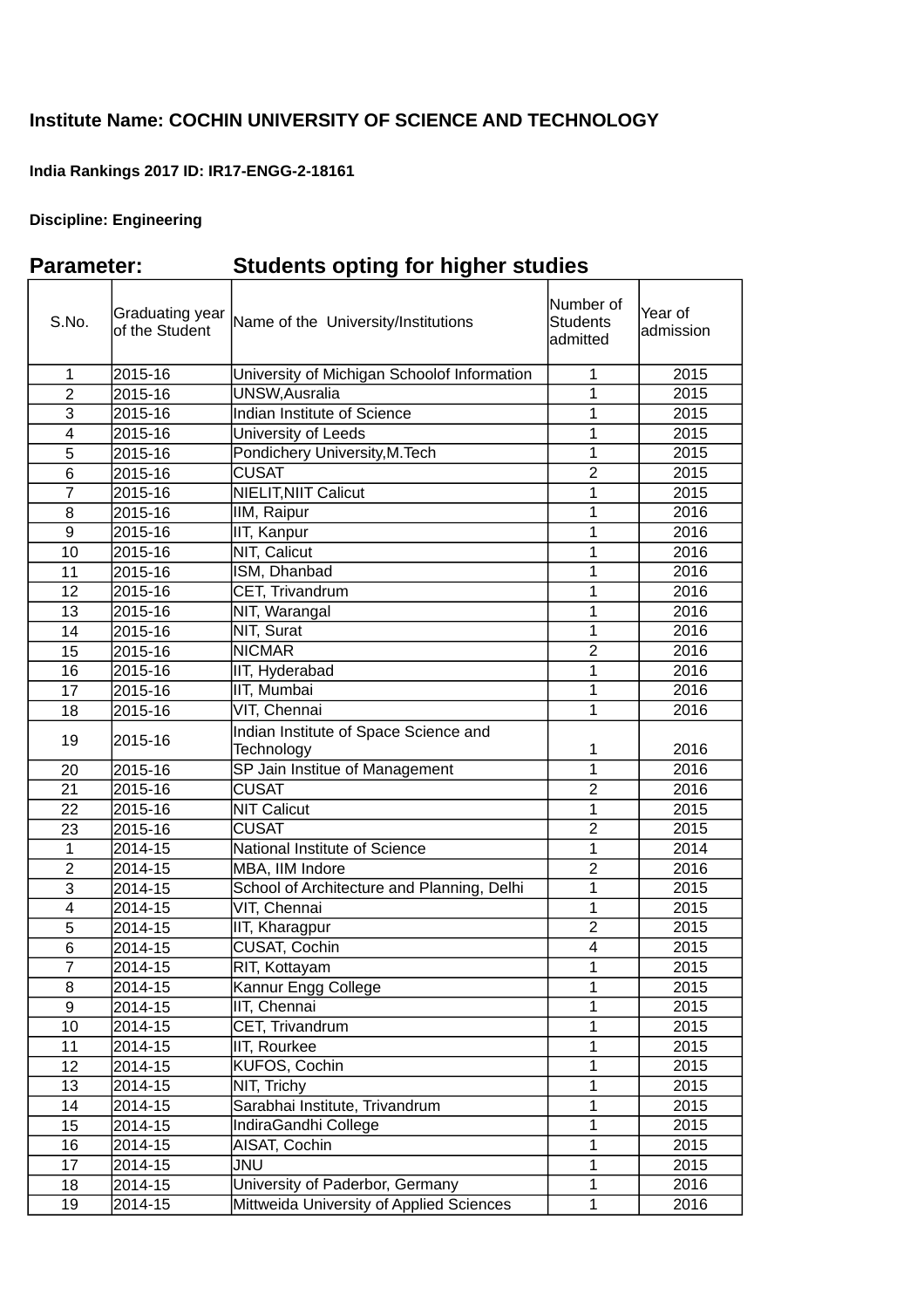**Institute Name: COCHIN UNIVERSITY OF SCIENCE AND TECHNOLOGY**

**India Rankings 2017 ID: IR17-ENGG-2-18161**

**Discipline: Engineering**

## Parameter: Students opting for higher studies

| S.No. | Graduating year of the Student | Name of the University/Institutions | Number of Students admitted | Year of admission |
|---|---|---|---|---|
| 1 | 2015-16 | University of Michigan Schoolof Information | 1 | 2015 |
| 2 | 2015-16 | UNSW,Ausralia | 1 | 2015 |
| 3 | 2015-16 | Indian Institute of Science | 1 | 2015 |
| 4 | 2015-16 | University of Leeds | 1 | 2015 |
| 5 | 2015-16 | Pondichery University,M.Tech | 1 | 2015 |
| 6 | 2015-16 | CUSAT | 2 | 2015 |
| 7 | 2015-16 | NIELIT,NIIT Calicut | 1 | 2015 |
| 8 | 2015-16 | IIM, Raipur | 1 | 2016 |
| 9 | 2015-16 | IIT, Kanpur | 1 | 2016 |
| 10 | 2015-16 | NIT, Calicut | 1 | 2016 |
| 11 | 2015-16 | ISM, Dhanbad | 1 | 2016 |
| 12 | 2015-16 | CET, Trivandrum | 1 | 2016 |
| 13 | 2015-16 | NIT, Warangal | 1 | 2016 |
| 14 | 2015-16 | NIT, Surat | 1 | 2016 |
| 15 | 2015-16 | NICMAR | 2 | 2016 |
| 16 | 2015-16 | IIT, Hyderabad | 1 | 2016 |
| 17 | 2015-16 | IIT, Mumbai | 1 | 2016 |
| 18 | 2015-16 | VIT, Chennai | 1 | 2016 |
| 19 | 2015-16 | Indian Institute of Space Science and Technology | 1 | 2016 |
| 20 | 2015-16 | SP Jain Institue of Management | 1 | 2016 |
| 21 | 2015-16 | CUSAT | 2 | 2016 |
| 22 | 2015-16 | NIT Calicut | 1 | 2015 |
| 23 | 2015-16 | CUSAT | 2 | 2015 |
| 1 | 2014-15 | National Institute of Science | 1 | 2014 |
| 2 | 2014-15 | MBA, IIM Indore | 2 | 2016 |
| 3 | 2014-15 | School of Architecture and Planning, Delhi | 1 | 2015 |
| 4 | 2014-15 | VIT, Chennai | 1 | 2015 |
| 5 | 2014-15 | IIT, Kharagpur | 2 | 2015 |
| 6 | 2014-15 | CUSAT, Cochin | 4 | 2015 |
| 7 | 2014-15 | RIT, Kottayam | 1 | 2015 |
| 8 | 2014-15 | Kannur Engg College | 1 | 2015 |
| 9 | 2014-15 | IIT, Chennai | 1 | 2015 |
| 10 | 2014-15 | CET, Trivandrum | 1 | 2015 |
| 11 | 2014-15 | IIT, Rourkee | 1 | 2015 |
| 12 | 2014-15 | KUFOS, Cochin | 1 | 2015 |
| 13 | 2014-15 | NIT, Trichy | 1 | 2015 |
| 14 | 2014-15 | Sarabhai Institute, Trivandrum | 1 | 2015 |
| 15 | 2014-15 | IndiraGandhi College | 1 | 2015 |
| 16 | 2014-15 | AISAT, Cochin | 1 | 2015 |
| 17 | 2014-15 | JNU | 1 | 2015 |
| 18 | 2014-15 | University of Paderbor, Germany | 1 | 2016 |
| 19 | 2014-15 | Mittweida University of Applied Sciences | 1 | 2016 |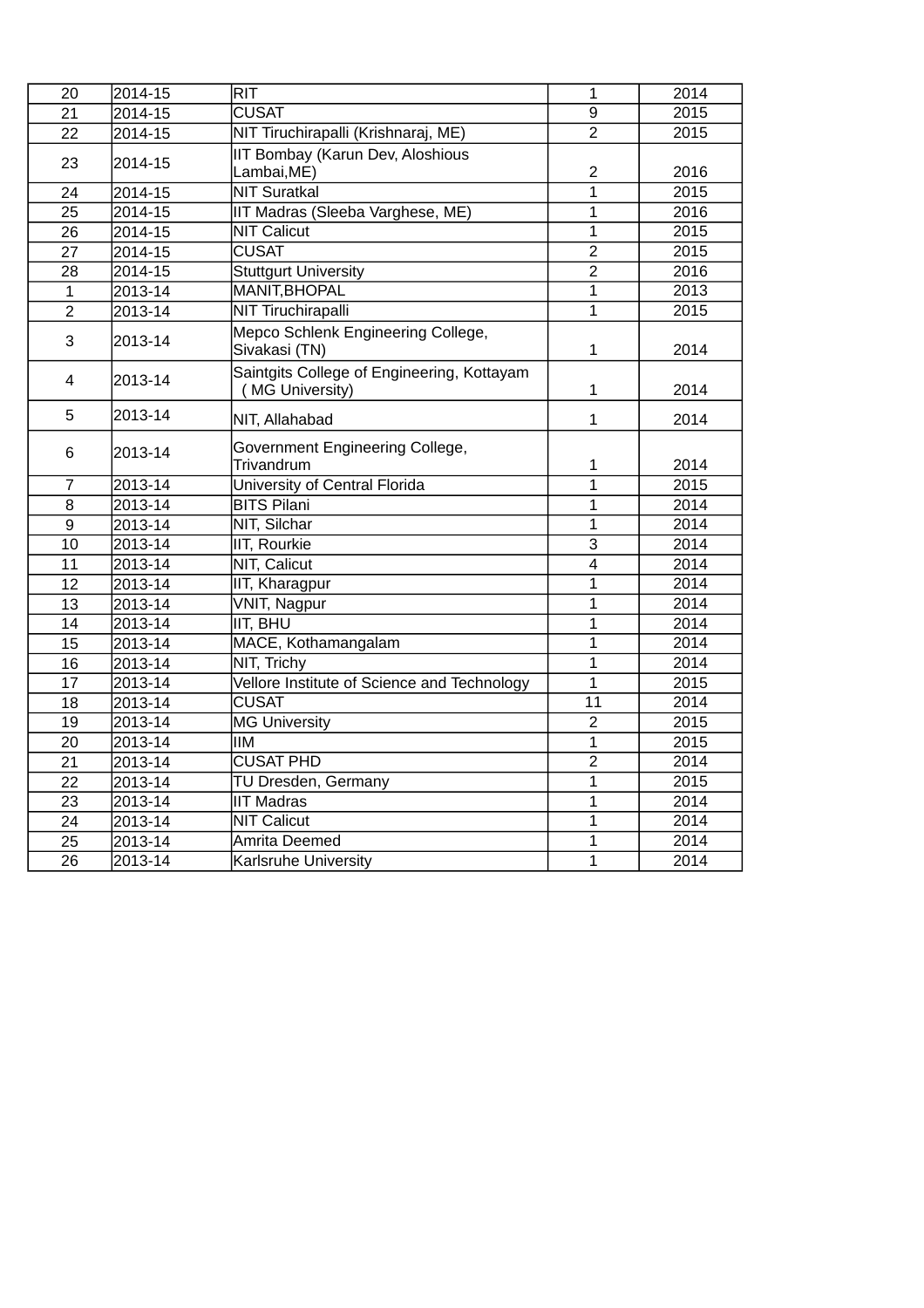| | | | | |
|---|---|---|---|---|
| 20 | 2014-15 | RIT | 1 | 2014 |
| 21 | 2014-15 | CUSAT | 9 | 2015 |
| 22 | 2014-15 | NIT Tiruchirapalli (Krishnaraj, ME) | 2 | 2015 |
| 23 | 2014-15 | IIT Bombay (Karun Dev, Aloshious Lambai,ME) | 2 | 2016 |
| 24 | 2014-15 | NIT Suratkal | 1 | 2015 |
| 25 | 2014-15 | IIT Madras (Sleeba Varghese, ME) | 1 | 2016 |
| 26 | 2014-15 | NIT Calicut | 1 | 2015 |
| 27 | 2014-15 | CUSAT | 2 | 2015 |
| 28 | 2014-15 | Stuttgurt University | 2 | 2016 |
| 1 | 2013-14 | MANIT,BHOPAL | 1 | 2013 |
| 2 | 2013-14 | NIT Tiruchirapalli | 1 | 2015 |
| 3 | 2013-14 | Mepco Schlenk Engineering College, Sivakasi (TN) | 1 | 2014 |
| 4 | 2013-14 | Saintgits College of Engineering, Kottayam ( MG University) | 1 | 2014 |
| 5 | 2013-14 | NIT, Allahabad | 1 | 2014 |
| 6 | 2013-14 | Government Engineering College, Trivandrum | 1 | 2014 |
| 7 | 2013-14 | University of Central Florida | 1 | 2015 |
| 8 | 2013-14 | BITS Pilani | 1 | 2014 |
| 9 | 2013-14 | NIT, Silchar | 1 | 2014 |
| 10 | 2013-14 | IIT, Rourkie | 3 | 2014 |
| 11 | 2013-14 | NIT, Calicut | 4 | 2014 |
| 12 | 2013-14 | IIT, Kharagpur | 1 | 2014 |
| 13 | 2013-14 | VNIT, Nagpur | 1 | 2014 |
| 14 | 2013-14 | IIT, BHU | 1 | 2014 |
| 15 | 2013-14 | MACE, Kothamangalam | 1 | 2014 |
| 16 | 2013-14 | NIT, Trichy | 1 | 2014 |
| 17 | 2013-14 | Vellore Institute of Science and Technology | 1 | 2015 |
| 18 | 2013-14 | CUSAT | 11 | 2014 |
| 19 | 2013-14 | MG University | 2 | 2015 |
| 20 | 2013-14 | IIM | 1 | 2015 |
| 21 | 2013-14 | CUSAT PHD | 2 | 2014 |
| 22 | 2013-14 | TU Dresden, Germany | 1 | 2015 |
| 23 | 2013-14 | IIT Madras | 1 | 2014 |
| 24 | 2013-14 | NIT Calicut | 1 | 2014 |
| 25 | 2013-14 | Amrita Deemed | 1 | 2014 |
| 26 | 2013-14 | Karlsruhe University | 1 | 2014 |